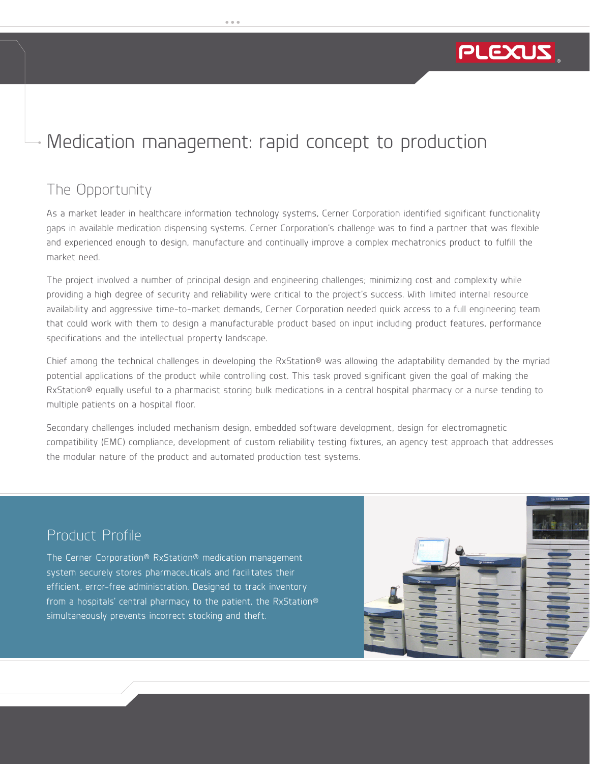# Medication management: rapid concept to production

## The Opportunity

As a market leader in healthcare information technology systems, Cerner Corporation identified significant functionality gaps in available medication dispensing systems. Cerner Corporation's challenge was to find a partner that was flexible and experienced enough to design, manufacture and continually improve a complex mechatronics product to fulfill the market need.

The project involved a number of principal design and engineering challenges; minimizing cost and complexity while providing a high degree of security and reliability were critical to the project's success. With limited internal resource availability and aggressive time-to-market demands, Cerner Corporation needed quick access to a full engineering team that could work with them to design a manufacturable product based on input including product features, performance specifications and the intellectual property landscape.

Chief among the technical challenges in developing the RxStation® was allowing the adaptability demanded by the myriad potential applications of the product while controlling cost. This task proved significant given the goal of making the RxStation® equally useful to a pharmacist storing bulk medications in a central hospital pharmacy or a nurse tending to multiple patients on a hospital floor.

Secondary challenges included mechanism design, embedded software development, design for electromagnetic compatibility (EMC) compliance, development of custom reliability testing fixtures, an agency test approach that addresses the modular nature of the product and automated production test systems.

## Product Profile

The Cerner Corporation® RxStation® medication management system securely stores pharmaceuticals and facilitates their efficient, error-free administration. Designed to track inventory from a hospitals' central pharmacy to the patient, the RxStation® simultaneously prevents incorrect stocking and theft.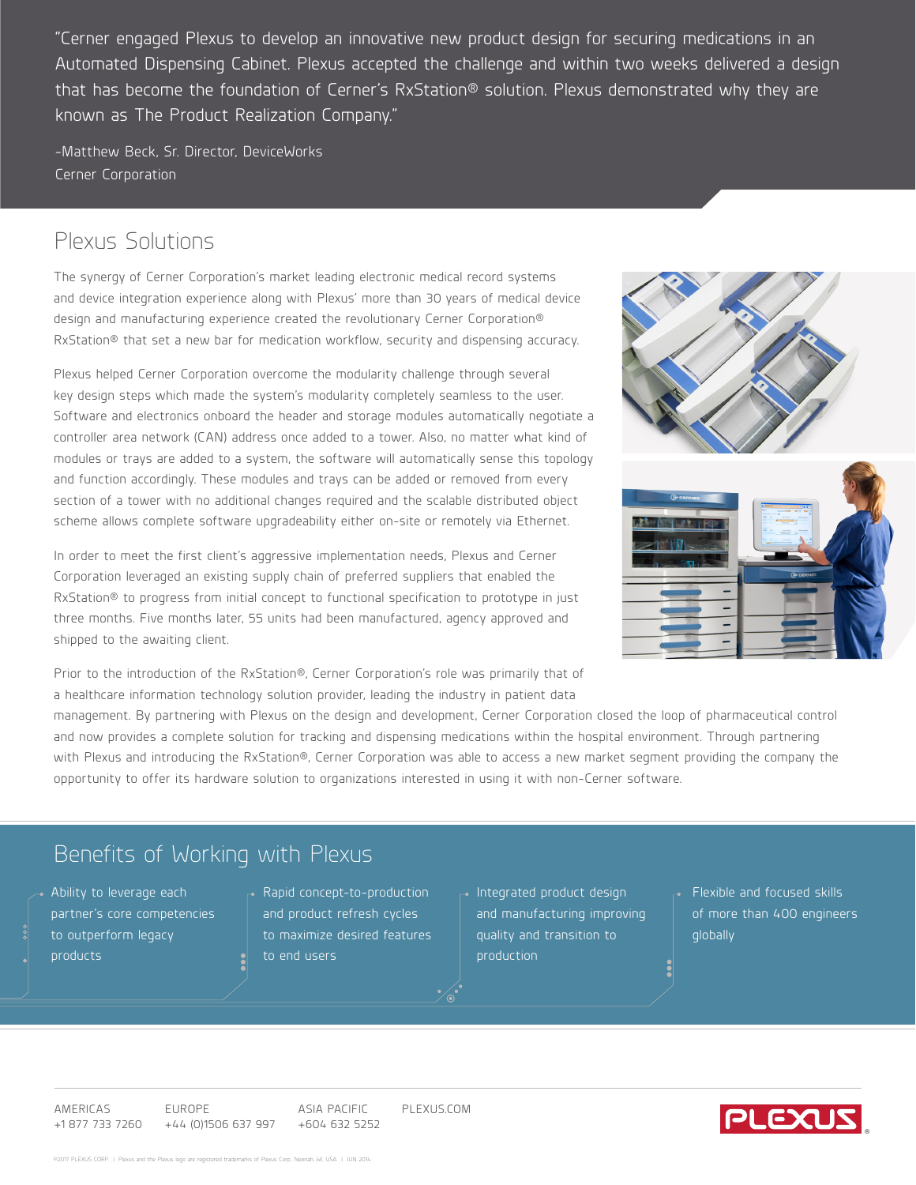"Cerner engaged Plexus to develop an innovative new product design for securing medications in an Automated Dispensing Cabinet. Plexus accepted the challenge and within two weeks delivered a design that has become the foundation of Cerner's RxStation® solution. Plexus demonstrated why they are known as The Product Realization Company."

-Matthew Beck, Sr. Director, DeviceWorks
Cerner Corporation

## Plexus Solutions

The synergy of Cerner Corporation's market leading electronic medical record systems and device integration experience along with Plexus' more than 30 years of medical device design and manufacturing experience created the revolutionary Cerner Corporation® RxStation® that set a new bar for medication workflow, security and dispensing accuracy.

Plexus helped Cerner Corporation overcome the modularity challenge through several key design steps which made the system's modularity completely seamless to the user. Software and electronics onboard the header and storage modules automatically negotiate a controller area network (CAN) address once added to a tower. Also, no matter what kind of modules or trays are added to a system, the software will automatically sense this topology and function accordingly. These modules and trays can be added or removed from every section of a tower with no additional changes required and the scalable distributed object scheme allows complete software upgradeability either on-site or remotely via Ethernet.

In order to meet the first client's aggressive implementation needs, Plexus and Cerner Corporation leveraged an existing supply chain of preferred suppliers that enabled the RxStation® to progress from initial concept to functional specification to prototype in just three months. Five months later, 55 units had been manufactured, agency approved and shipped to the awaiting client.

Prior to the introduction of the RxStation®, Cerner Corporation's role was primarily that of a healthcare information technology solution provider, leading the industry in patient data management. By partnering with Plexus on the design and development, Cerner Corporation closed the loop of pharmaceutical control and now provides a complete solution for tracking and dispensing medications within the hospital environment. Through partnering with Plexus and introducing the RxStation®, Cerner Corporation was able to access a new market segment providing the company the opportunity to offer its hardware solution to organizations interested in using it with non-Cerner software.

## Benefits of Working with Plexus

- Ability to leverage each partner's core competencies to outperform legacy products
- Rapid concept-to-production and product refresh cycles to maximize desired features to end users
- Integrated product design and manufacturing improving quality and transition to production
- Flexible and focused skills of more than 400 engineers globally

AMERICAS
+1 877 733 7260

EUROPE
+44 (0)1506 637 997

ASIA PACIFIC
+604 632 5252

PLEXUS.COM

©2017 PLEXUS CORP. | Plexus and the Plexus logo are registered trademarks of Plexus Corp., Neenah, WI, USA | JUN 2014